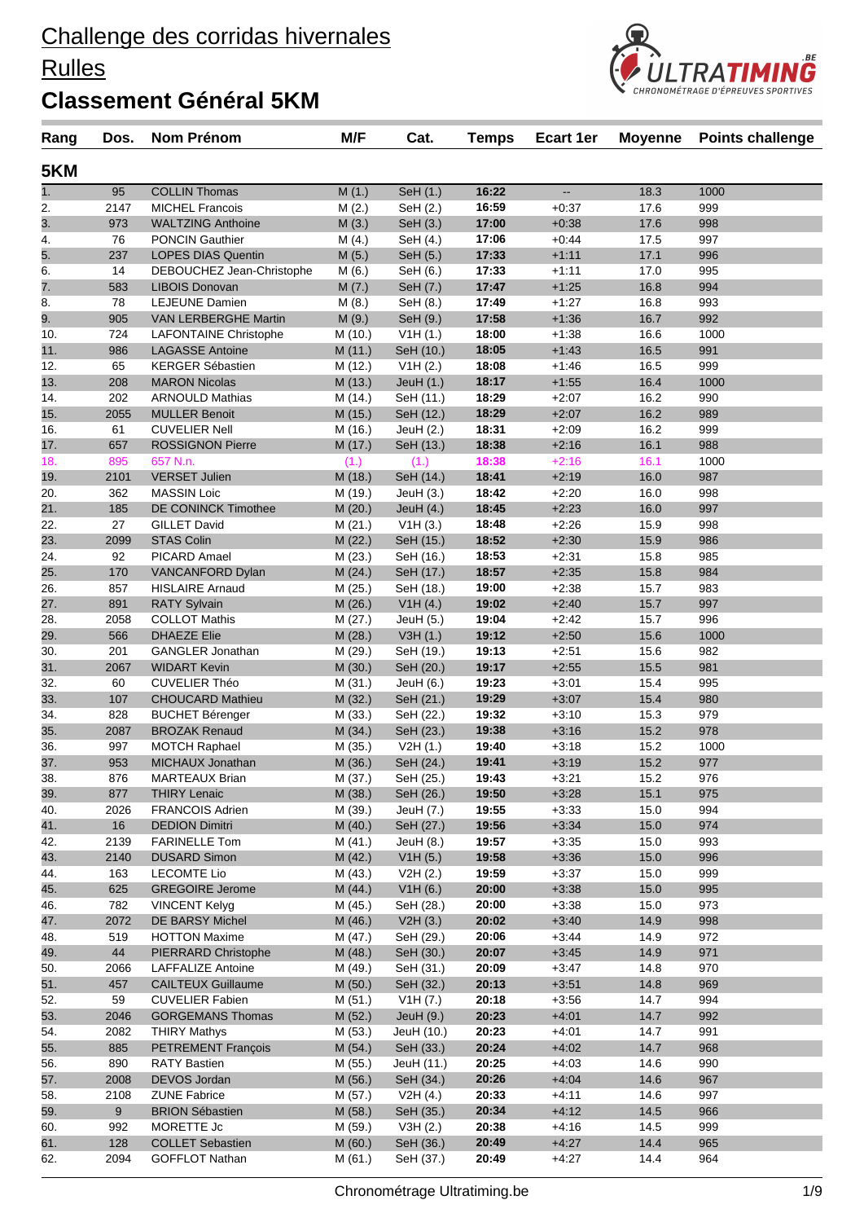# Challenge des corridas hivernales

## Rulles

## Classement Général 5KM

| Rang | Dos. | Nom Prénom | M/F | Cat. | Temps | Ecart 1er | Moyenne | Points challenge |
|---|---|---|---|---|---|---|---|---|
| **5KM** | | | | | | | | |
| 1. | 95 | COLLIN Thomas | M (1.) | SeH (1.) | **16:22** | -- | 18.3 | 1000 |
| 2. | 2147 | MICHEL Francois | M (2.) | SeH (2.) | **16:59** | +0:37 | 17.6 | 999 |
| 3. | 973 | WALTZING Anthoine | M (3.) | SeH (3.) | **17:00** | +0:38 | 17.6 | 998 |
| 4. | 76 | PONCIN Gauthier | M (4.) | SeH (4.) | **17:06** | +0:44 | 17.5 | 997 |
| 5. | 237 | LOPES DIAS Quentin | M (5.) | SeH (5.) | **17:33** | +1:11 | 17.1 | 996 |
| 6. | 14 | DEBOUCHEZ Jean-Christophe | M (6.) | SeH (6.) | **17:33** | +1:11 | 17.0 | 995 |
| 7. | 583 | LIBOIS Donovan | M (7.) | SeH (7.) | **17:47** | +1:25 | 16.8 | 994 |
| 8. | 78 | LEJEUNE Damien | M (8.) | SeH (8.) | **17:49** | +1:27 | 16.8 | 993 |
| 9. | 905 | VAN LERBERGHE Martin | M (9.) | SeH (9.) | **17:58** | +1:36 | 16.7 | 992 |
| 10. | 724 | LAFONTAINE Christophe | M (10.) | V1H (1.) | **18:00** | +1:38 | 16.6 | 1000 |
| 11. | 986 | LAGASSE Antoine | M (11.) | SeH (10.) | **18:05** | +1:43 | 16.5 | 991 |
| 12. | 65 | KERGER Sébastien | M (12.) | V1H (2.) | **18:08** | +1:46 | 16.5 | 999 |
| 13. | 208 | MARON Nicolas | M (13.) | JeuH (1.) | **18:17** | +1:55 | 16.4 | 1000 |
| 14. | 202 | ARNOULD Mathias | M (14.) | SeH (11.) | **18:29** | +2:07 | 16.2 | 990 |
| 15. | 2055 | MULLER Benoit | M (15.) | SeH (12.) | **18:29** | +2:07 | 16.2 | 989 |
| 16. | 61 | CUVELIER Nell | M (16.) | JeuH (2.) | **18:31** | +2:09 | 16.2 | 999 |
| 17. | 657 | ROSSIGNON Pierre | M (17.) | SeH (13.) | **18:38** | +2:16 | 16.1 | 988 |
| 18. | 895 | 657 N.n. | (1.) | (1.) | **18:38** | +2:16 | 16.1 | 1000 |
| 19. | 2101 | VERSET Julien | M (18.) | SeH (14.) | **18:41** | +2:19 | 16.0 | 987 |
| 20. | 362 | MASSIN Loic | M (19.) | JeuH (3.) | **18:42** | +2:20 | 16.0 | 998 |
| 21. | 185 | DE CONINCK Timothee | M (20.) | JeuH (4.) | **18:45** | +2:23 | 16.0 | 997 |
| 22. | 27 | GILLET David | M (21.) | V1H (3.) | **18:48** | +2:26 | 15.9 | 998 |
| 23. | 2099 | STAS Colin | M (22.) | SeH (15.) | **18:52** | +2:30 | 15.9 | 986 |
| 24. | 92 | PICARD Amael | M (23.) | SeH (16.) | **18:53** | +2:31 | 15.8 | 985 |
| 25. | 170 | VANCANFORD Dylan | M (24.) | SeH (17.) | **18:57** | +2:35 | 15.8 | 984 |
| 26. | 857 | HISLAIRE Arnaud | M (25.) | SeH (18.) | **19:00** | +2:38 | 15.7 | 983 |
| 27. | 891 | RATY Sylvain | M (26.) | V1H (4.) | **19:02** | +2:40 | 15.7 | 997 |
| 28. | 2058 | COLLOT Mathis | M (27.) | JeuH (5.) | **19:04** | +2:42 | 15.7 | 996 |
| 29. | 566 | DHAEZE Elie | M (28.) | V3H (1.) | **19:12** | +2:50 | 15.6 | 1000 |
| 30. | 201 | GANGLER Jonathan | M (29.) | SeH (19.) | **19:13** | +2:51 | 15.6 | 982 |
| 31. | 2067 | WIDART Kevin | M (30.) | SeH (20.) | **19:17** | +2:55 | 15.5 | 981 |
| 32. | 60 | CUVELIER Théo | M (31.) | JeuH (6.) | **19:23** | +3:01 | 15.4 | 995 |
| 33. | 107 | CHOUCARD Mathieu | M (32.) | SeH (21.) | **19:29** | +3:07 | 15.4 | 980 |
| 34. | 828 | BUCHET Bérenger | M (33.) | SeH (22.) | **19:32** | +3:10 | 15.3 | 979 |
| 35. | 2087 | BROZAK Renaud | M (34.) | SeH (23.) | **19:38** | +3:16 | 15.2 | 978 |
| 36. | 997 | MOTCH Raphael | M (35.) | V2H (1.) | **19:40** | +3:18 | 15.2 | 1000 |
| 37. | 953 | MICHAUX Jonathan | M (36.) | SeH (24.) | **19:41** | +3:19 | 15.2 | 977 |
| 38. | 876 | MARTEAUX Brian | M (37.) | SeH (25.) | **19:43** | +3:21 | 15.2 | 976 |
| 39. | 877 | THIRY Lenaic | M (38.) | SeH (26.) | **19:50** | +3:28 | 15.1 | 975 |
| 40. | 2026 | FRANCOIS Adrien | M (39.) | JeuH (7.) | **19:55** | +3:33 | 15.0 | 994 |
| 41. | 16 | DEDION Dimitri | M (40.) | SeH (27.) | **19:56** | +3:34 | 15.0 | 974 |
| 42. | 2139 | FARINELLE Tom | M (41.) | JeuH (8.) | **19:57** | +3:35 | 15.0 | 993 |
| 43. | 2140 | DUSARD Simon | M (42.) | V1H (5.) | **19:58** | +3:36 | 15.0 | 996 |
| 44. | 163 | LECOMTE Lio | M (43.) | V2H (2.) | **19:59** | +3:37 | 15.0 | 999 |
| 45. | 625 | GREGOIRE Jerome | M (44.) | V1H (6.) | **20:00** | +3:38 | 15.0 | 995 |
| 46. | 782 | VINCENT Kelyg | M (45.) | SeH (28.) | **20:00** | +3:38 | 15.0 | 973 |
| 47. | 2072 | DE BARSY Michel | M (46.) | V2H (3.) | **20:02** | +3:40 | 14.9 | 998 |
| 48. | 519 | HOTTON Maxime | M (47.) | SeH (29.) | **20:06** | +3:44 | 14.9 | 972 |
| 49. | 44 | PIERRARD Christophe | M (48.) | SeH (30.) | **20:07** | +3:45 | 14.9 | 971 |
| 50. | 2066 | LAFFALIZE Antoine | M (49.) | SeH (31.) | **20:09** | +3:47 | 14.8 | 970 |
| 51. | 457 | CAILTEUX Guillaume | M (50.) | SeH (32.) | **20:13** | +3:51 | 14.8 | 969 |
| 52. | 59 | CUVELIER Fabien | M (51.) | V1H (7.) | **20:18** | +3:56 | 14.7 | 994 |
| 53. | 2046 | GORGEMANS Thomas | M (52.) | JeuH (9.) | **20:23** | +4:01 | 14.7 | 992 |
| 54. | 2082 | THIRY Mathys | M (53.) | JeuH (10.) | **20:23** | +4:01 | 14.7 | 991 |
| 55. | 885 | PETREMENT François | M (54.) | SeH (33.) | **20:24** | +4:02 | 14.7 | 968 |
| 56. | 890 | RATY Bastien | M (55.) | JeuH (11.) | **20:25** | +4:03 | 14.6 | 990 |
| 57. | 2008 | DEVOS Jordan | M (56.) | SeH (34.) | **20:26** | +4:04 | 14.6 | 967 |
| 58. | 2108 | ZUNE Fabrice | M (57.) | V2H (4.) | **20:33** | +4:11 | 14.6 | 997 |
| 59. | 9 | BRION Sébastien | M (58.) | SeH (35.) | **20:34** | +4:12 | 14.5 | 966 |
| 60. | 992 | MORETTE Jc | M (59.) | V3H (2.) | **20:38** | +4:16 | 14.5 | 999 |
| 61. | 128 | COLLET Sebastien | M (60.) | SeH (36.) | **20:49** | +4:27 | 14.4 | 965 |
| 62. | 2094 | GOFFLOT Nathan | M (61.) | SeH (37.) | **20:49** | +4:27 | 14.4 | 964 |

Chronométrage Ultratiming.be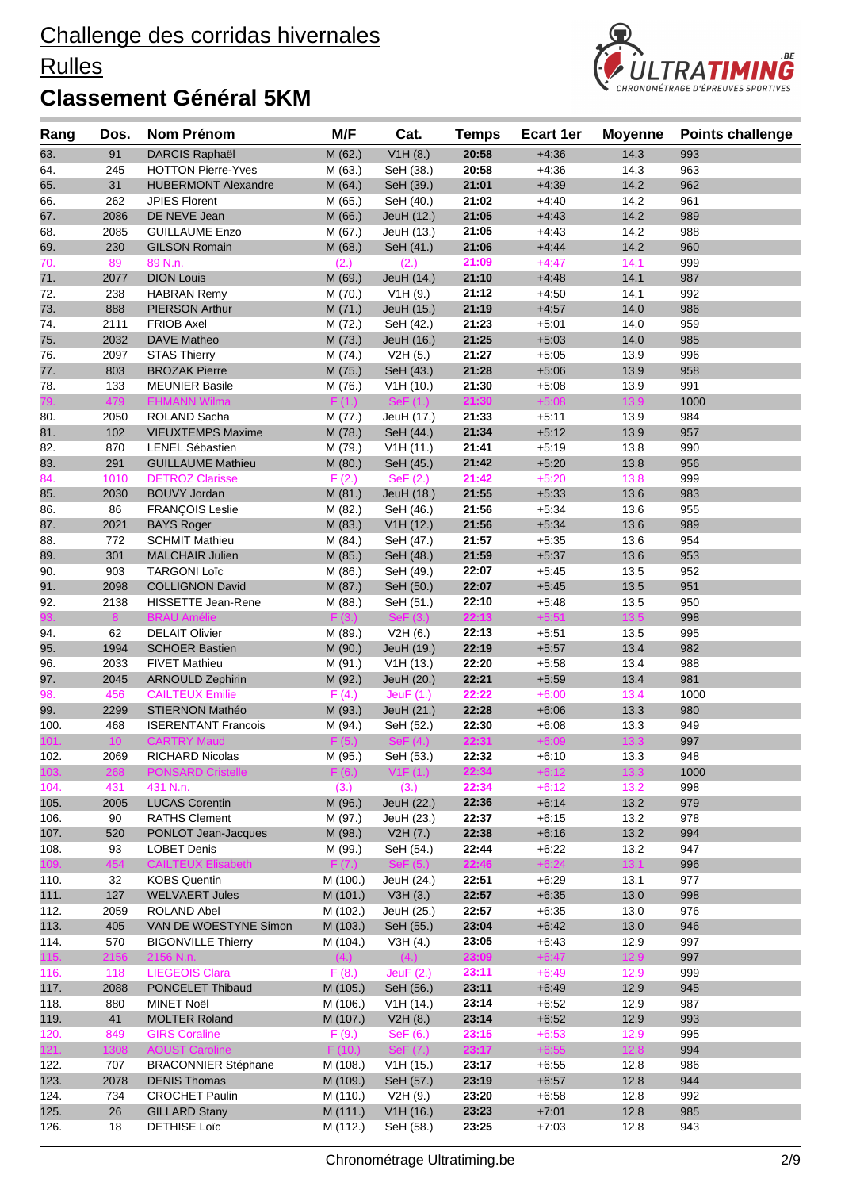# Challenge des corridas hivernales

## Rulles

## Classement Général 5KM

| Rang | Dos. | Nom Prénom | M/F | Cat. | Temps | Ecart 1er | Moyenne | Points challenge |
|---|---|---|---|---|---|---|---|---|
| 63. | 91 | DARCIS Raphaël | M (62.) | V1H (8.) | 20:58 | +4:36 | 14.3 | 993 |
| 64. | 245 | HOTTON Pierre-Yves | M (63.) | SeH (38.) | 20:58 | +4:36 | 14.3 | 963 |
| 65. | 31 | HUBERMONT Alexandre | M (64.) | SeH (39.) | 21:01 | +4:39 | 14.2 | 962 |
| 66. | 262 | JPIES Florent | M (65.) | SeH (40.) | 21:02 | +4:40 | 14.2 | 961 |
| 67. | 2086 | DE NEVE Jean | M (66.) | JeuH (12.) | 21:05 | +4:43 | 14.2 | 989 |
| 68. | 2085 | GUILLAUME Enzo | M (67.) | JeuH (13.) | 21:05 | +4:43 | 14.2 | 988 |
| 69. | 230 | GILSON Romain | M (68.) | SeH (41.) | 21:06 | +4:44 | 14.2 | 960 |
| 70. | 89 | 89 N.n. | (2.) | (2.) | 21:09 | +4:47 | 14.1 | 999 |
| 71. | 2077 | DION Louis | M (69.) | JeuH (14.) | 21:10 | +4:48 | 14.1 | 987 |
| 72. | 238 | HABRAN Remy | M (70.) | V1H (9.) | 21:12 | +4:50 | 14.1 | 992 |
| 73. | 888 | PIERSON Arthur | M (71.) | JeuH (15.) | 21:19 | +4:57 | 14.0 | 986 |
| 74. | 2111 | FRIOB Axel | M (72.) | SeH (42.) | 21:23 | +5:01 | 14.0 | 959 |
| 75. | 2032 | DAVE Matheo | M (73.) | JeuH (16.) | 21:25 | +5:03 | 14.0 | 985 |
| 76. | 2097 | STAS Thierry | M (74.) | V2H (5.) | 21:27 | +5:05 | 13.9 | 996 |
| 77. | 803 | BROZAK Pierre | M (75.) | SeH (43.) | 21:28 | +5:06 | 13.9 | 958 |
| 78. | 133 | MEUNIER Basile | M (76.) | V1H (10.) | 21:30 | +5:08 | 13.9 | 991 |
| 79. | 479 | EHMANN Wilma | F (1.) | SeF (1.) | 21:30 | +5:08 | 13.9 | 1000 |
| 80. | 2050 | ROLAND Sacha | M (77.) | JeuH (17.) | 21:33 | +5:11 | 13.9 | 984 |
| 81. | 102 | VIEUXTEMPS Maxime | M (78.) | SeH (44.) | 21:34 | +5:12 | 13.9 | 957 |
| 82. | 870 | LENEL Sébastien | M (79.) | V1H (11.) | 21:41 | +5:19 | 13.8 | 990 |
| 83. | 291 | GUILLAUME Mathieu | M (80.) | SeH (45.) | 21:42 | +5:20 | 13.8 | 956 |
| 84. | 1010 | DETROZ Clarisse | F (2.) | SeF (2.) | 21:42 | +5:20 | 13.8 | 999 |
| 85. | 2030 | BOUVY Jordan | M (81.) | JeuH (18.) | 21:55 | +5:33 | 13.6 | 983 |
| 86. | 86 | FRANÇOIS Leslie | M (82.) | SeH (46.) | 21:56 | +5:34 | 13.6 | 955 |
| 87. | 2021 | BAYS Roger | M (83.) | V1H (12.) | 21:56 | +5:34 | 13.6 | 989 |
| 88. | 772 | SCHMIT Mathieu | M (84.) | SeH (47.) | 21:57 | +5:35 | 13.6 | 954 |
| 89. | 301 | MALCHAIR Julien | M (85.) | SeH (48.) | 21:59 | +5:37 | 13.6 | 953 |
| 90. | 903 | TARGONI Loïc | M (86.) | SeH (49.) | 22:07 | +5:45 | 13.5 | 952 |
| 91. | 2098 | COLLIGNON David | M (87.) | SeH (50.) | 22:07 | +5:45 | 13.5 | 951 |
| 92. | 2138 | HISSETTE Jean-Rene | M (88.) | SeH (51.) | 22:10 | +5:48 | 13.5 | 950 |
| 93. | 8 | BRAU Amélie | F (3.) | SeF (3.) | 22:13 | +5:51 | 13.5 | 998 |
| 94. | 62 | DELAIT Olivier | M (89.) | V2H (6.) | 22:13 | +5:51 | 13.5 | 995 |
| 95. | 1994 | SCHOER Bastien | M (90.) | JeuH (19.) | 22:19 | +5:57 | 13.4 | 982 |
| 96. | 2033 | FIVET Mathieu | M (91.) | V1H (13.) | 22:20 | +5:58 | 13.4 | 988 |
| 97. | 2045 | ARNOULD Zephirin | M (92.) | JeuH (20.) | 22:21 | +5:59 | 13.4 | 981 |
| 98. | 456 | CAILTEUX Emilie | F (4.) | JeuF (1.) | 22:22 | +6:00 | 13.4 | 1000 |
| 99. | 2299 | STIERNON Mathéo | M (93.) | JeuH (21.) | 22:28 | +6:06 | 13.3 | 980 |
| 100. | 468 | ISERENTANT Francois | M (94.) | SeH (52.) | 22:30 | +6:08 | 13.3 | 949 |
| 101. | 10 | CARTRY Maud | F (5.) | SeF (4.) | 22:31 | +6:09 | 13.3 | 997 |
| 102. | 2069 | RICHARD Nicolas | M (95.) | SeH (53.) | 22:32 | +6:10 | 13.3 | 948 |
| 103. | 268 | PONSARD Cristelle | F (6.) | V1F (1.) | 22:34 | +6:12 | 13.3 | 1000 |
| 104. | 431 | 431 N.n. | (3.) | (3.) | 22:34 | +6:12 | 13.2 | 998 |
| 105. | 2005 | LUCAS Corentin | M (96.) | JeuH (22.) | 22:36 | +6:14 | 13.2 | 979 |
| 106. | 90 | RATHS Clement | M (97.) | JeuH (23.) | 22:37 | +6:15 | 13.2 | 978 |
| 107. | 520 | PONLOT Jean-Jacques | M (98.) | V2H (7.) | 22:38 | +6:16 | 13.2 | 994 |
| 108. | 93 | LOBET Denis | M (99.) | SeH (54.) | 22:44 | +6:22 | 13.2 | 947 |
| 109. | 454 | CAILTEUX Elisabeth | F (7.) | SeF (5.) | 22:46 | +6:24 | 13.1 | 996 |
| 110. | 32 | KOBS Quentin | M (100.) | JeuH (24.) | 22:51 | +6:29 | 13.1 | 977 |
| 111. | 127 | WELVAERT Jules | M (101.) | V3H (3.) | 22:57 | +6:35 | 13.0 | 998 |
| 112. | 2059 | ROLAND Abel | M (102.) | JeuH (25.) | 22:57 | +6:35 | 13.0 | 976 |
| 113. | 405 | VAN DE WOESTYNE Simon | M (103.) | SeH (55.) | 23:04 | +6:42 | 13.0 | 946 |
| 114. | 570 | BIGONVILLE Thierry | M (104.) | V3H (4.) | 23:05 | +6:43 | 12.9 | 997 |
| 115. | 2156 | 2156 N.n. | (4.) | (4.) | 23:09 | +6:47 | 12.9 | 997 |
| 116. | 118 | LIEGEOIS Clara | F (8.) | JeuF (2.) | 23:11 | +6:49 | 12.9 | 999 |
| 117. | 2088 | PONCELET Thibaud | M (105.) | SeH (56.) | 23:11 | +6:49 | 12.9 | 945 |
| 118. | 880 | MINET Noël | M (106.) | V1H (14.) | 23:14 | +6:52 | 12.9 | 987 |
| 119. | 41 | MOLTER Roland | M (107.) | V2H (8.) | 23:14 | +6:52 | 12.9 | 993 |
| 120. | 849 | GIRS Coraline | F (9.) | SeF (6.) | 23:15 | +6:53 | 12.9 | 995 |
| 121. | 1308 | AOUST Caroline | F (10.) | SeF (7.) | 23:17 | +6:55 | 12.8 | 994 |
| 122. | 707 | BRACONNIER Stéphane | M (108.) | V1H (15.) | 23:17 | +6:55 | 12.8 | 986 |
| 123. | 2078 | DENIS Thomas | M (109.) | SeH (57.) | 23:19 | +6:57 | 12.8 | 944 |
| 124. | 734 | CROCHET Paulin | M (110.) | V2H (9.) | 23:20 | +6:58 | 12.8 | 992 |
| 125. | 26 | GILLARD Stany | M (111.) | V1H (16.) | 23:23 | +7:01 | 12.8 | 985 |
| 126. | 18 | DETHISE Loïc | M (112.) | SeH (58.) | 23:25 | +7:03 | 12.8 | 943 |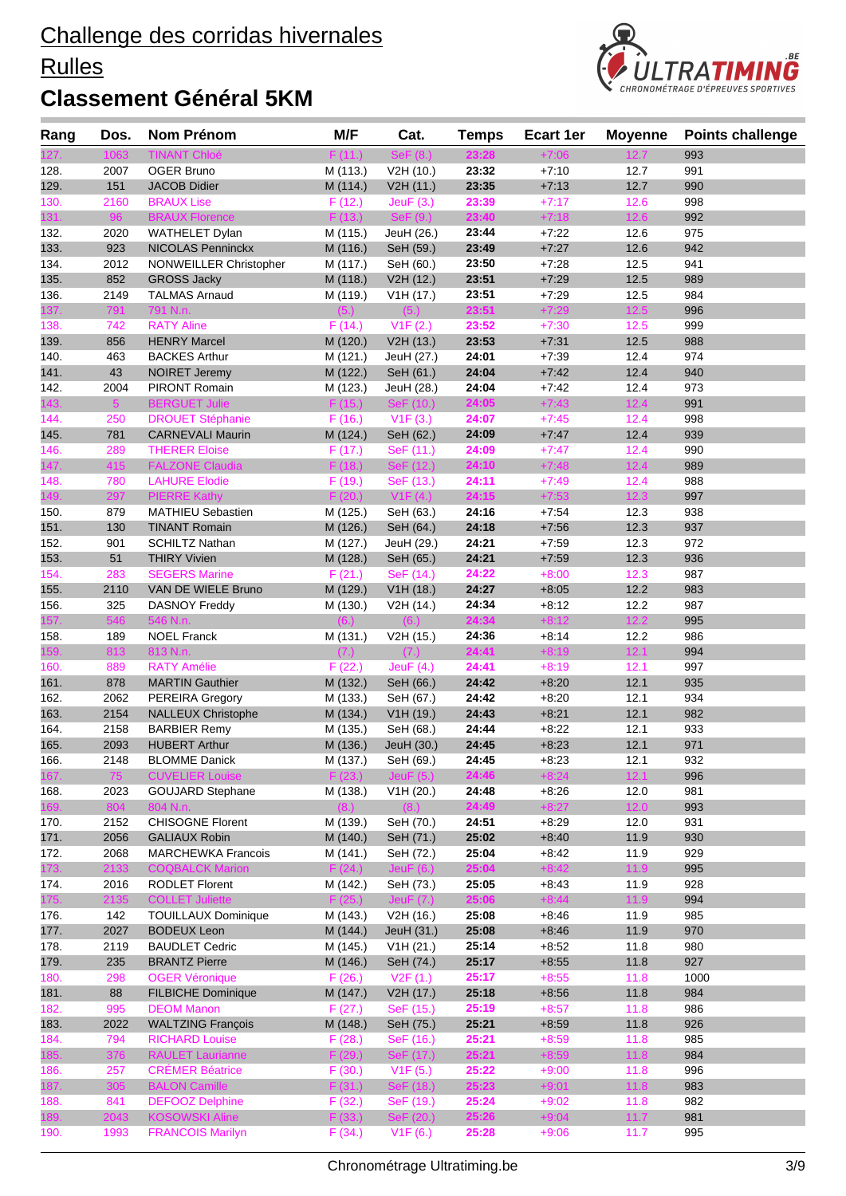# Challenge des corridas hivernales

## Rulles

## Classement Général 5KM

| Rang | Dos. | Nom Prénom | M/F | Cat. | Temps | Ecart 1er | Moyenne | Points challenge |
|---|---|---|---|---|---|---|---|---|
| 127. | 1063 | TINANT Chloé | F (11.) | SeF (8.) | 23:28 | +7:06 | 12.7 | 993 |
| 128. | 2007 | OGER Bruno | M (113.) | V2H (10.) | 23:32 | +7:10 | 12.7 | 991 |
| 129. | 151 | JACOB Didier | M (114.) | V2H (11.) | 23:35 | +7:13 | 12.7 | 990 |
| 130. | 2160 | BRAUX Lise | F (12.) | JeuF (3.) | 23:39 | +7:17 | 12.6 | 998 |
| 131. | 96 | BRAUX Florence | F (13.) | SeF (9.) | 23:40 | +7:18 | 12.6 | 992 |
| 132. | 2020 | WATHELET Dylan | M (115.) | JeuH (26.) | 23:44 | +7:22 | 12.6 | 975 |
| 133. | 923 | NICOLAS Penninckx | M (116.) | SeH (59.) | 23:49 | +7:27 | 12.6 | 942 |
| 134. | 2012 | NONWEILLER Christopher | M (117.) | SeH (60.) | 23:50 | +7:28 | 12.5 | 941 |
| 135. | 852 | GROSS Jacky | M (118.) | V2H (12.) | 23:51 | +7:29 | 12.5 | 989 |
| 136. | 2149 | TALMAS Arnaud | M (119.) | V1H (17.) | 23:51 | +7:29 | 12.5 | 984 |
| 137. | 791 | 791 N.n. | (5.) | (5.) | 23:51 | +7:29 | 12.5 | 996 |
| 138. | 742 | RATY Aline | F (14.) | V1F (2.) | 23:52 | +7:30 | 12.5 | 999 |
| 139. | 856 | HENRY Marcel | M (120.) | V2H (13.) | 23:53 | +7:31 | 12.5 | 988 |
| 140. | 463 | BACKES Arthur | M (121.) | JeuH (27.) | 24:01 | +7:39 | 12.4 | 974 |
| 141. | 43 | NOIRET Jeremy | M (122.) | SeH (61.) | 24:04 | +7:42 | 12.4 | 940 |
| 142. | 2004 | PIRONT Romain | M (123.) | JeuH (28.) | 24:04 | +7:42 | 12.4 | 973 |
| 143. | 5 | BERGUET Julie | F (15.) | SeF (10.) | 24:05 | +7:43 | 12.4 | 991 |
| 144. | 250 | DROUET Stéphanie | F (16.) | V1F (3.) | 24:07 | +7:45 | 12.4 | 998 |
| 145. | 781 | CARNEVALI Maurin | M (124.) | SeH (62.) | 24:09 | +7:47 | 12.4 | 939 |
| 146. | 289 | THERER Eloise | F (17.) | SeF (11.) | 24:09 | +7:47 | 12.4 | 990 |
| 147. | 415 | FALZONE Claudia | F (18.) | SeF (12.) | 24:10 | +7:48 | 12.4 | 989 |
| 148. | 780 | LAHURE Elodie | F (19.) | SeF (13.) | 24:11 | +7:49 | 12.4 | 988 |
| 149. | 297 | PIERRE Kathy | F (20.) | V1F (4.) | 24:15 | +7:53 | 12.3 | 997 |
| 150. | 879 | MATHIEU Sebastien | M (125.) | SeH (63.) | 24:16 | +7:54 | 12.3 | 938 |
| 151. | 130 | TINANT Romain | M (126.) | SeH (64.) | 24:18 | +7:56 | 12.3 | 937 |
| 152. | 901 | SCHILTZ Nathan | M (127.) | JeuH (29.) | 24:21 | +7:59 | 12.3 | 972 |
| 153. | 51 | THIRY Vivien | M (128.) | SeH (65.) | 24:21 | +7:59 | 12.3 | 936 |
| 154. | 283 | SEGERS Marine | F (21.) | SeF (14.) | 24:22 | +8:00 | 12.3 | 987 |
| 155. | 2110 | VAN DE WIELE Bruno | M (129.) | V1H (18.) | 24:27 | +8:05 | 12.2 | 983 |
| 156. | 325 | DASNOY Freddy | M (130.) | V2H (14.) | 24:34 | +8:12 | 12.2 | 987 |
| 157. | 546 | 546 N.n. | (6.) | (6.) | 24:34 | +8:12 | 12.2 | 995 |
| 158. | 189 | NOEL Franck | M (131.) | V2H (15.) | 24:36 | +8:14 | 12.2 | 986 |
| 159. | 813 | 813 N.n. | (7.) | (7.) | 24:41 | +8:19 | 12.1 | 994 |
| 160. | 889 | RATY Amélie | F (22.) | JeuF (4.) | 24:41 | +8:19 | 12.1 | 997 |
| 161. | 878 | MARTIN Gauthier | M (132.) | SeH (66.) | 24:42 | +8:20 | 12.1 | 935 |
| 162. | 2062 | PEREIRA Gregory | M (133.) | SeH (67.) | 24:42 | +8:20 | 12.1 | 934 |
| 163. | 2154 | NALLEUX Christophe | M (134.) | V1H (19.) | 24:43 | +8:21 | 12.1 | 982 |
| 164. | 2158 | BARBIER Remy | M (135.) | SeH (68.) | 24:44 | +8:22 | 12.1 | 933 |
| 165. | 2093 | HUBERT Arthur | M (136.) | JeuH (30.) | 24:45 | +8:23 | 12.1 | 971 |
| 166. | 2148 | BLOMME Danick | M (137.) | SeH (69.) | 24:45 | +8:23 | 12.1 | 932 |
| 167. | 75 | CUVELIER Louise | F (23.) | JeuF (5.) | 24:46 | +8:24 | 12.1 | 996 |
| 168. | 2023 | GOUJARD Stephane | M (138.) | V1H (20.) | 24:48 | +8:26 | 12.0 | 981 |
| 169. | 804 | 804 N.n. | (8.) | (8.) | 24:49 | +8:27 | 12.0 | 993 |
| 170. | 2152 | CHISOGNE Florent | M (139.) | SeH (70.) | 24:51 | +8:29 | 12.0 | 931 |
| 171. | 2056 | GALIAUX Robin | M (140.) | SeH (71.) | 25:02 | +8:40 | 11.9 | 930 |
| 172. | 2068 | MARCHEWKA Francois | M (141.) | SeH (72.) | 25:04 | +8:42 | 11.9 | 929 |
| 173. | 2133 | COQBALCK Marion | F (24.) | JeuF (6.) | 25:04 | +8:42 | 11.9 | 995 |
| 174. | 2016 | RODLET Florent | M (142.) | SeH (73.) | 25:05 | +8:43 | 11.9 | 928 |
| 175. | 2135 | COLLET Juliette | F (25.) | JeuF (7.) | 25:06 | +8:44 | 11.9 | 994 |
| 176. | 142 | TOUILLAUX Dominique | M (143.) | V2H (16.) | 25:08 | +8:46 | 11.9 | 985 |
| 177. | 2027 | BODEUX Leon | M (144.) | JeuH (31.) | 25:08 | +8:46 | 11.9 | 970 |
| 178. | 2119 | BAUDLET Cedric | M (145.) | V1H (21.) | 25:14 | +8:52 | 11.8 | 980 |
| 179. | 235 | BRANTZ Pierre | M (146.) | SeH (74.) | 25:17 | +8:55 | 11.8 | 927 |
| 180. | 298 | OGER Véronique | F (26.) | V2F (1.) | 25:17 | +8:55 | 11.8 | 1000 |
| 181. | 88 | FILBICHE Dominique | M (147.) | V2H (17.) | 25:18 | +8:56 | 11.8 | 984 |
| 182. | 995 | DEOM Manon | F (27.) | SeF (15.) | 25:19 | +8:57 | 11.8 | 986 |
| 183. | 2022 | WALTZING François | M (148.) | SeH (75.) | 25:21 | +8:59 | 11.8 | 926 |
| 184. | 794 | RICHARD Louise | F (28.) | SeF (16.) | 25:21 | +8:59 | 11.8 | 985 |
| 185. | 376 | RAULET Laurianne | F (29.) | SeF (17.) | 25:21 | +8:59 | 11.8 | 984 |
| 186. | 257 | CRÉMER Béatrice | F (30.) | V1F (5.) | 25:22 | +9:00 | 11.8 | 996 |
| 187. | 305 | BALON Camille | F (31.) | SeF (18.) | 25:23 | +9:01 | 11.8 | 983 |
| 188. | 841 | DEFOOZ Delphine | F (32.) | SeF (19.) | 25:24 | +9:02 | 11.8 | 982 |
| 189. | 2043 | KOSOWSKI Aline | F (33.) | SeF (20.) | 25:26 | +9:04 | 11.7 | 981 |
| 190. | 1993 | FRANCOIS Marilyn | F (34.) | V1F (6.) | 25:28 | +9:06 | 11.7 | 995 |

Chronométrage Ultratiming.be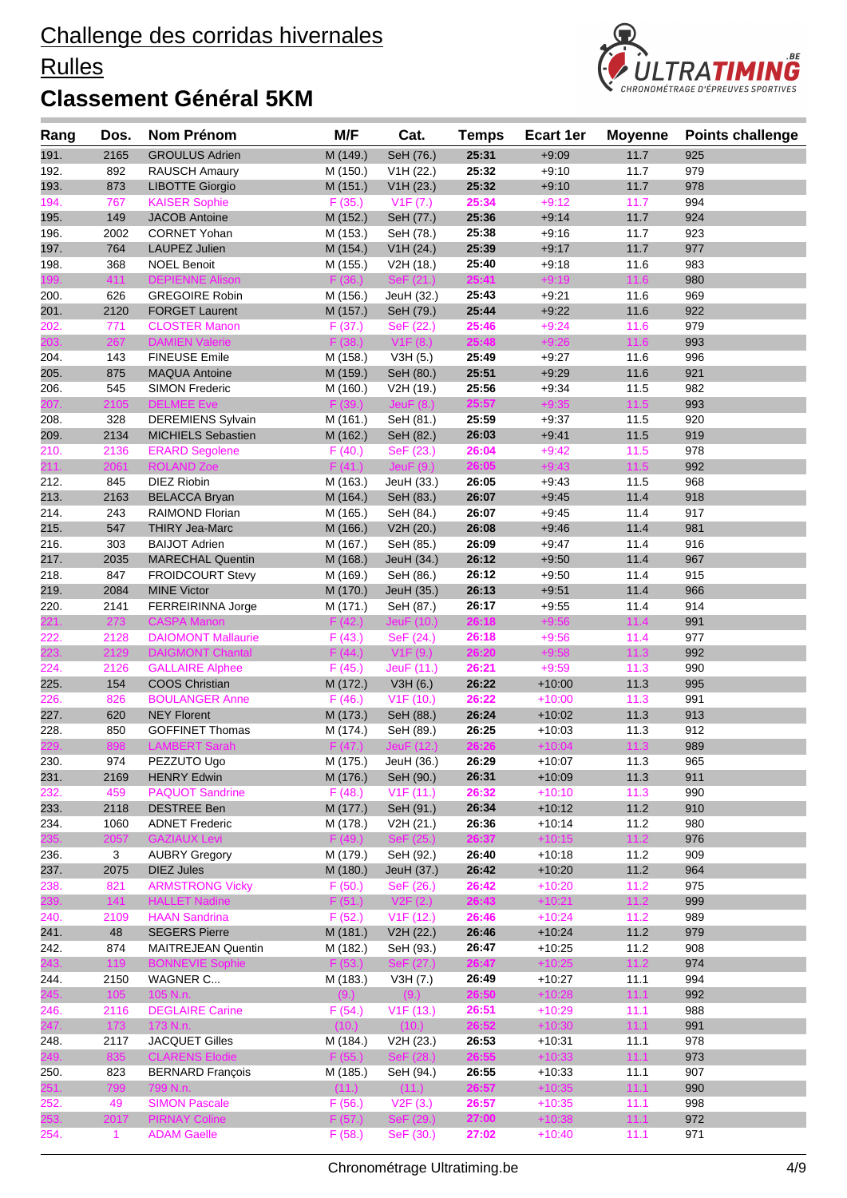# Challenge des corridas hivernales

## Rulles

## Classement Général 5KM

| Rang | Dos. | Nom Prénom | M/F | Cat. | Temps | Ecart 1er | Moyenne | Points challenge |
|---|---|---|---|---|---|---|---|---|
| 191. | 2165 | GROULUS Adrien | M (149.) | SeH (76.) | 25:31 | +9:09 | 11.7 | 925 |
| 192. | 892 | RAUSCH Amaury | M (150.) | V1H (22.) | 25:32 | +9:10 | 11.7 | 979 |
| 193. | 873 | LIBOTTE Giorgio | M (151.) | V1H (23.) | 25:32 | +9:10 | 11.7 | 978 |
| 194. | 767 | KAISER Sophie | F (35.) | V1F (7.) | 25:34 | +9:12 | 11.7 | 994 |
| 195. | 149 | JACOB Antoine | M (152.) | SeH (77.) | 25:36 | +9:14 | 11.7 | 924 |
| 196. | 2002 | CORNET Yohan | M (153.) | SeH (78.) | 25:38 | +9:16 | 11.7 | 923 |
| 197. | 764 | LAUPEZ Julien | M (154.) | V1H (24.) | 25:39 | +9:17 | 11.7 | 977 |
| 198. | 368 | NOEL Benoit | M (155.) | V2H (18.) | 25:40 | +9:18 | 11.6 | 983 |
| 199. | 411 | DEPIENNE Alison | F (36.) | SeF (21.) | 25:41 | +9:19 | 11.6 | 980 |
| 200. | 626 | GREGOIRE Robin | M (156.) | JeuH (32.) | 25:43 | +9:21 | 11.6 | 969 |
| 201. | 2120 | FORGET Laurent | M (157.) | SeH (79.) | 25:44 | +9:22 | 11.6 | 922 |
| 202. | 771 | CLOSTER Manon | F (37.) | SeF (22.) | 25:46 | +9:24 | 11.6 | 979 |
| 203. | 267 | DAMIEN Valerie | F (38.) | V1F (8.) | 25:48 | +9:26 | 11.6 | 993 |
| 204. | 143 | FINEUSE Emile | M (158.) | V3H (5.) | 25:49 | +9:27 | 11.6 | 996 |
| 205. | 875 | MAQUA Antoine | M (159.) | SeH (80.) | 25:51 | +9:29 | 11.6 | 921 |
| 206. | 545 | SIMON Frederic | M (160.) | V2H (19.) | 25:56 | +9:34 | 11.5 | 982 |
| 207. | 2105 | DELMEE Eve | F (39.) | JeuF (8.) | 25:57 | +9:35 | 11.5 | 993 |
| 208. | 328 | DEREMIENS Sylvain | M (161.) | SeH (81.) | 25:59 | +9:37 | 11.5 | 920 |
| 209. | 2134 | MICHIELS Sebastien | M (162.) | SeH (82.) | 26:03 | +9:41 | 11.5 | 919 |
| 210. | 2136 | ERARD Segolene | F (40.) | SeF (23.) | 26:04 | +9:42 | 11.5 | 978 |
| 211. | 2061 | ROLAND Zoe | F (41.) | JeuF (9.) | 26:05 | +9:43 | 11.5 | 992 |
| 212. | 845 | DIEZ Riobin | M (163.) | JeuH (33.) | 26:05 | +9:43 | 11.5 | 968 |
| 213. | 2163 | BELACCA Bryan | M (164.) | SeH (83.) | 26:07 | +9:45 | 11.4 | 918 |
| 214. | 243 | RAIMOND Florian | M (165.) | SeH (84.) | 26:07 | +9:45 | 11.4 | 917 |
| 215. | 547 | THIRY Jea-Marc | M (166.) | V2H (20.) | 26:08 | +9:46 | 11.4 | 981 |
| 216. | 303 | BAIJOT Adrien | M (167.) | SeH (85.) | 26:09 | +9:47 | 11.4 | 916 |
| 217. | 2035 | MARECHAL Quentin | M (168.) | JeuH (34.) | 26:12 | +9:50 | 11.4 | 967 |
| 218. | 847 | FROIDCOURT Stevy | M (169.) | SeH (86.) | 26:12 | +9:50 | 11.4 | 915 |
| 219. | 2084 | MINE Victor | M (170.) | JeuH (35.) | 26:13 | +9:51 | 11.4 | 966 |
| 220. | 2141 | FERREIRINNA Jorge | M (171.) | SeH (87.) | 26:17 | +9:55 | 11.4 | 914 |
| 221. | 273 | CASPA Manon | F (42.) | JeuF (10.) | 26:18 | +9:56 | 11.4 | 991 |
| 222. | 2128 | DAIOMONT Mallaurie | F (43.) | SeF (24.) | 26:18 | +9:56 | 11.4 | 977 |
| 223. | 2129 | DAIGMONT Chantal | F (44.) | V1F (9.) | 26:20 | +9:58 | 11.3 | 992 |
| 224. | 2126 | GALLAIRE Alphee | F (45.) | JeuF (11.) | 26:21 | +9:59 | 11.3 | 990 |
| 225. | 154 | COOS Christian | M (172.) | V3H (6.) | 26:22 | +10:00 | 11.3 | 995 |
| 226. | 826 | BOULANGER Anne | F (46.) | V1F (10.) | 26:22 | +10:00 | 11.3 | 991 |
| 227. | 620 | NEY Florent | M (173.) | SeH (88.) | 26:24 | +10:02 | 11.3 | 913 |
| 228. | 850 | GOFFINET Thomas | M (174.) | SeH (89.) | 26:25 | +10:03 | 11.3 | 912 |
| 229. | 898 | LAMBERT Sarah | F (47.) | JeuF (12.) | 26:26 | +10:04 | 11.3 | 989 |
| 230. | 974 | PEZZUTO Ugo | M (175.) | JeuH (36.) | 26:29 | +10:07 | 11.3 | 965 |
| 231. | 2169 | HENRY Edwin | M (176.) | SeH (90.) | 26:31 | +10:09 | 11.3 | 911 |
| 232. | 459 | PAQUOT Sandrine | F (48.) | V1F (11.) | 26:32 | +10:10 | 11.3 | 990 |
| 233. | 2118 | DESTREE Ben | M (177.) | SeH (91.) | 26:34 | +10:12 | 11.2 | 910 |
| 234. | 1060 | ADNET Frederic | M (178.) | V2H (21.) | 26:36 | +10:14 | 11.2 | 980 |
| 235. | 2057 | GAZIAUX Levi | F (49.) | SeF (25.) | 26:37 | +10:15 | 11.2 | 976 |
| 236. | 3 | AUBRY Gregory | M (179.) | SeH (92.) | 26:40 | +10:18 | 11.2 | 909 |
| 237. | 2075 | DIEZ Jules | M (180.) | JeuH (37.) | 26:42 | +10:20 | 11.2 | 964 |
| 238. | 821 | ARMSTRONG Vicky | F (50.) | SeF (26.) | 26:42 | +10:20 | 11.2 | 975 |
| 239. | 141 | HALLET Nadine | F (51.) | V2F (2.) | 26:43 | +10:21 | 11.2 | 999 |
| 240. | 2109 | HAAN Sandrina | F (52.) | V1F (12.) | 26:46 | +10:24 | 11.2 | 989 |
| 241. | 48 | SEGERS Pierre | M (181.) | V2H (22.) | 26:46 | +10:24 | 11.2 | 979 |
| 242. | 874 | MAITREJEAN Quentin | M (182.) | SeH (93.) | 26:47 | +10:25 | 11.2 | 908 |
| 243. | 119 | BONNEVIE Sophie | F (53.) | SeF (27.) | 26:47 | +10:25 | 11.2 | 974 |
| 244. | 2150 | WAGNER C... | M (183.) | V3H (7.) | 26:49 | +10:27 | 11.1 | 994 |
| 245. | 105 | 105 N.n. | (9.) | (9.) | 26:50 | +10:28 | 11.1 | 992 |
| 246. | 2116 | DEGLAIRE Carine | F (54.) | V1F (13.) | 26:51 | +10:29 | 11.1 | 988 |
| 247. | 173 | 173 N.n. | (10.) | (10.) | 26:52 | +10:30 | 11.1 | 991 |
| 248. | 2117 | JACQUET Gilles | M (184.) | V2H (23.) | 26:53 | +10:31 | 11.1 | 978 |
| 249. | 835 | CLARENS Elodie | F (55.) | SeF (28.) | 26:55 | +10:33 | 11.1 | 973 |
| 250. | 823 | BERNARD François | M (185.) | SeH (94.) | 26:55 | +10:33 | 11.1 | 907 |
| 251. | 799 | 799 N.n. | (11.) | (11.) | 26:57 | +10:35 | 11.1 | 990 |
| 252. | 49 | SIMON Pascale | F (56.) | V2F (3.) | 26:57 | +10:35 | 11.1 | 998 |
| 253. | 2017 | PIRNAY Coline | F (57.) | SeF (29.) | 27:00 | +10:38 | 11.1 | 972 |
| 254. | 1 | ADAM Gaelle | F (58.) | SeF (30.) | 27:02 | +10:40 | 11.1 | 971 |

Chronométrage Ultratiming.be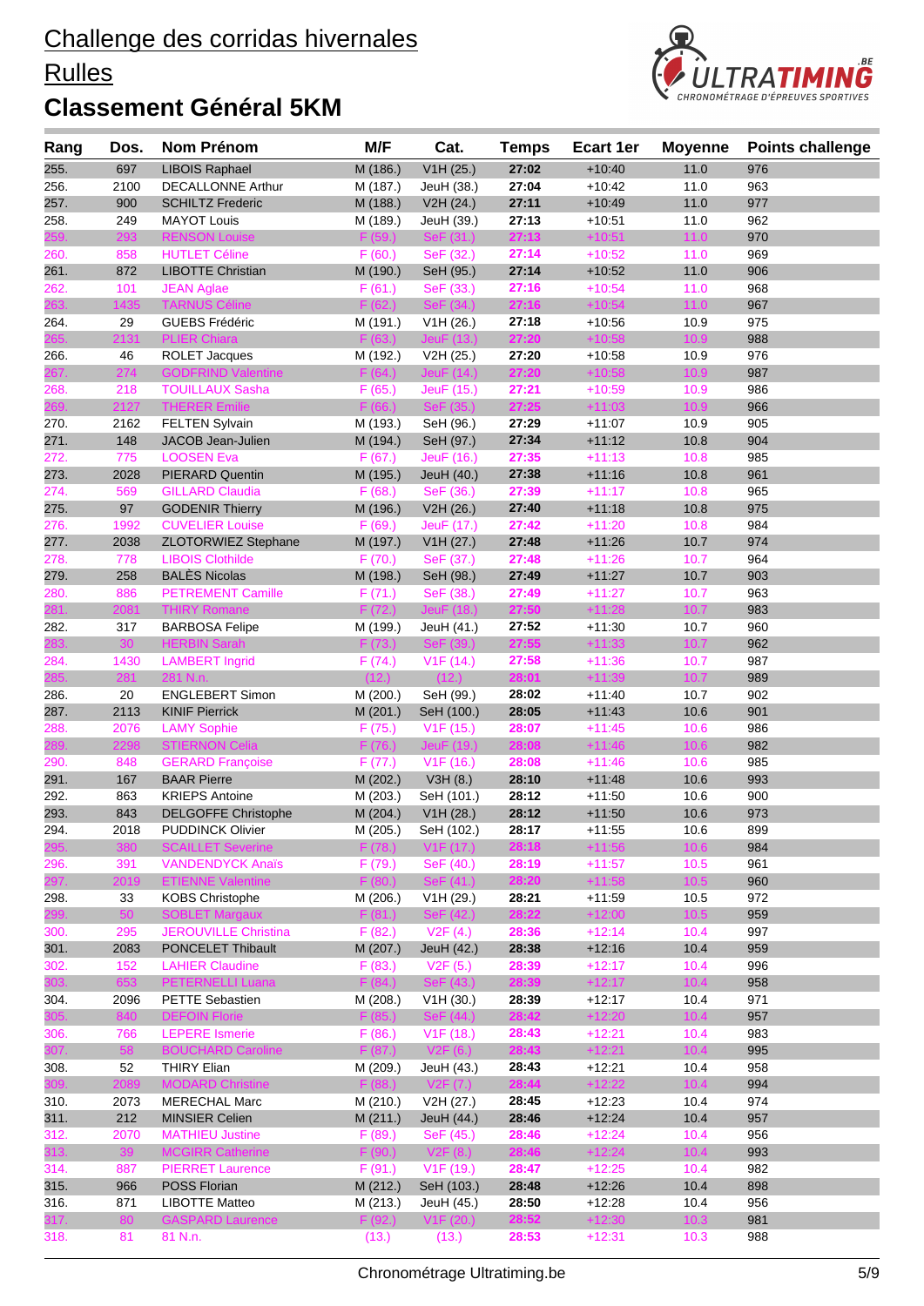# Challenge des corridas hivernales

## Rulles

## Classement Général 5KM

| Rang | Dos. | Nom Prénom | M/F | Cat. | Temps | Ecart 1er | Moyenne | Points challenge |
|---|---|---|---|---|---|---|---|---|
| 255. | 697 | LIBOIS Raphael | M (186.) | V1H (25.) | 27:02 | +10:40 | 11.0 | 976 |
| 256. | 2100 | DECALLONNE Arthur | M (187.) | JeuH (38.) | 27:04 | +10:42 | 11.0 | 963 |
| 257. | 900 | SCHILTZ Frederic | M (188.) | V2H (24.) | 27:11 | +10:49 | 11.0 | 977 |
| 258. | 249 | MAYOT Louis | M (189.) | JeuH (39.) | 27:13 | +10:51 | 11.0 | 962 |
| 259. | 293 | RENSON Louise | F (59.) | SeF (31.) | 27:13 | +10:51 | 11.0 | 970 |
| 260. | 858 | HUTLET Céline | F (60.) | SeF (32.) | 27:14 | +10:52 | 11.0 | 969 |
| 261. | 872 | LIBOTTE Christian | M (190.) | SeH (95.) | 27:14 | +10:52 | 11.0 | 906 |
| 262. | 101 | JEAN Aglae | F (61.) | SeF (33.) | 27:16 | +10:54 | 11.0 | 968 |
| 263. | 1435 | TARNUS Céline | F (62.) | SeF (34.) | 27:16 | +10:54 | 11.0 | 967 |
| 264. | 29 | GUEBS Frédéric | M (191.) | V1H (26.) | 27:18 | +10:56 | 10.9 | 975 |
| 265. | 2131 | PLIER Chiara | F (63.) | JeuF (13.) | 27:20 | +10:58 | 10.9 | 988 |
| 266. | 46 | ROLET Jacques | M (192.) | V2H (25.) | 27:20 | +10:58 | 10.9 | 976 |
| 267. | 274 | GODFRIND Valentine | F (64.) | JeuF (14.) | 27:20 | +10:58 | 10.9 | 987 |
| 268. | 218 | TOUILLAUX Sasha | F (65.) | JeuF (15.) | 27:21 | +10:59 | 10.9 | 986 |
| 269. | 2127 | THERER Emilie | F (66.) | SeF (35.) | 27:25 | +11:03 | 10.9 | 966 |
| 270. | 2162 | FELTEN Sylvain | M (193.) | SeH (96.) | 27:29 | +11:07 | 10.9 | 905 |
| 271. | 148 | JACOB Jean-Julien | M (194.) | SeH (97.) | 27:34 | +11:12 | 10.8 | 904 |
| 272. | 775 | LOOSEN Eva | F (67.) | JeuF (16.) | 27:35 | +11:13 | 10.8 | 985 |
| 273. | 2028 | PIERARD Quentin | M (195.) | JeuH (40.) | 27:38 | +11:16 | 10.8 | 961 |
| 274. | 569 | GILLARD Claudia | F (68.) | SeF (36.) | 27:39 | +11:17 | 10.8 | 965 |
| 275. | 97 | GODENIR Thierry | M (196.) | V2H (26.) | 27:40 | +11:18 | 10.8 | 975 |
| 276. | 1992 | CUVELIER Louise | F (69.) | JeuF (17.) | 27:42 | +11:20 | 10.8 | 984 |
| 277. | 2038 | ZLOTORWIEZ Stephane | M (197.) | V1H (27.) | 27:48 | +11:26 | 10.7 | 974 |
| 278. | 778 | LIBOIS Clothilde | F (70.) | SeF (37.) | 27:48 | +11:26 | 10.7 | 964 |
| 279. | 258 | BALÈS Nicolas | M (198.) | SeH (98.) | 27:49 | +11:27 | 10.7 | 903 |
| 280. | 886 | PETREMENT Camille | F (71.) | SeF (38.) | 27:49 | +11:27 | 10.7 | 963 |
| 281. | 2081 | THIRY Romane | F (72.) | JeuF (18.) | 27:50 | +11:28 | 10.7 | 983 |
| 282. | 317 | BARBOSA Felipe | M (199.) | JeuH (41.) | 27:52 | +11:30 | 10.7 | 960 |
| 283. | 30 | HERBIN Sarah | F (73.) | SeF (39.) | 27:55 | +11:33 | 10.7 | 962 |
| 284. | 1430 | LAMBERT Ingrid | F (74.) | V1F (14.) | 27:58 | +11:36 | 10.7 | 987 |
| 285. | 281 | 281 N.n. | (12.) | (12.) | 28:01 | +11:39 | 10.7 | 989 |
| 286. | 20 | ENGLEBERT Simon | M (200.) | SeH (99.) | 28:02 | +11:40 | 10.7 | 902 |
| 287. | 2113 | KINIF Pierrick | M (201.) | SeH (100.) | 28:05 | +11:43 | 10.6 | 901 |
| 288. | 2076 | LAMY Sophie | F (75.) | V1F (15.) | 28:07 | +11:45 | 10.6 | 986 |
| 289. | 2298 | STIERNON Celia | F (76.) | JeuF (19.) | 28:08 | +11:46 | 10.6 | 982 |
| 290. | 848 | GERARD Françoise | F (77.) | V1F (16.) | 28:08 | +11:46 | 10.6 | 985 |
| 291. | 167 | BAAR Pierre | M (202.) | V3H (8.) | 28:10 | +11:48 | 10.6 | 993 |
| 292. | 863 | KRIEPS Antoine | M (203.) | SeH (101.) | 28:12 | +11:50 | 10.6 | 900 |
| 293. | 843 | DELGOFFE Christophe | M (204.) | V1H (28.) | 28:12 | +11:50 | 10.6 | 973 |
| 294. | 2018 | PUDDINCK Olivier | M (205.) | SeH (102.) | 28:17 | +11:55 | 10.6 | 899 |
| 295. | 380 | SCAILLET Severine | F (78.) | V1F (17.) | 28:18 | +11:56 | 10.6 | 984 |
| 296. | 391 | VANDENDYCK Anaïs | F (79.) | SeF (40.) | 28:19 | +11:57 | 10.5 | 961 |
| 297. | 2019 | ETIENNE Valentine | F (80.) | SeF (41.) | 28:20 | +11:58 | 10.5 | 960 |
| 298. | 33 | KOBS Christophe | M (206.) | V1H (29.) | 28:21 | +11:59 | 10.5 | 972 |
| 299. | 50 | SOBLET Margaux | F (81.) | SeF (42.) | 28:22 | +12:00 | 10.5 | 959 |
| 300. | 295 | JEROUVILLE Christina | F (82.) | V2F (4.) | 28:36 | +12:14 | 10.4 | 997 |
| 301. | 2083 | PONCELET Thibault | M (207.) | JeuH (42.) | 28:38 | +12:16 | 10.4 | 959 |
| 302. | 152 | LAHIER Claudine | F (83.) | V2F (5.) | 28:39 | +12:17 | 10.4 | 996 |
| 303. | 653 | PETERNELLI Luana | F (84.) | SeF (43.) | 28:39 | +12:17 | 10.4 | 958 |
| 304. | 2096 | PETTE Sebastien | M (208.) | V1H (30.) | 28:39 | +12:17 | 10.4 | 971 |
| 305. | 840 | DEFOIN Florie | F (85.) | SeF (44.) | 28:42 | +12:20 | 10.4 | 957 |
| 306. | 766 | LEPERE Ismerie | F (86.) | V1F (18.) | 28:43 | +12:21 | 10.4 | 983 |
| 307. | 58 | BOUCHARD Caroline | F (87.) | V2F (6.) | 28:43 | +12:21 | 10.4 | 995 |
| 308. | 52 | THIRY Elian | M (209.) | JeuH (43.) | 28:43 | +12:21 | 10.4 | 958 |
| 309. | 2089 | MODARD Christine | F (88.) | V2F (7.) | 28:44 | +12:22 | 10.4 | 994 |
| 310. | 2073 | MERECHAL Marc | M (210.) | V2H (27.) | 28:45 | +12:23 | 10.4 | 974 |
| 311. | 212 | MINSIER Celien | M (211.) | JeuH (44.) | 28:46 | +12:24 | 10.4 | 957 |
| 312. | 2070 | MATHIEU Justine | F (89.) | SeF (45.) | 28:46 | +12:24 | 10.4 | 956 |
| 313. | 39 | MCGIRR Catherine | F (90.) | V2F (8.) | 28:46 | +12:24 | 10.4 | 993 |
| 314. | 887 | PIERRET Laurence | F (91.) | V1F (19.) | 28:47 | +12:25 | 10.4 | 982 |
| 315. | 966 | POSS Florian | M (212.) | SeH (103.) | 28:48 | +12:26 | 10.4 | 898 |
| 316. | 871 | LIBOTTE Matteo | M (213.) | JeuH (45.) | 28:50 | +12:28 | 10.4 | 956 |
| 317. | 80 | GASPARD Laurence | F (92.) | V1F (20.) | 28:52 | +12:30 | 10.3 | 981 |
| 318. | 81 | 81 N.n. | (13.) | (13.) | 28:53 | +12:31 | 10.3 | 988 |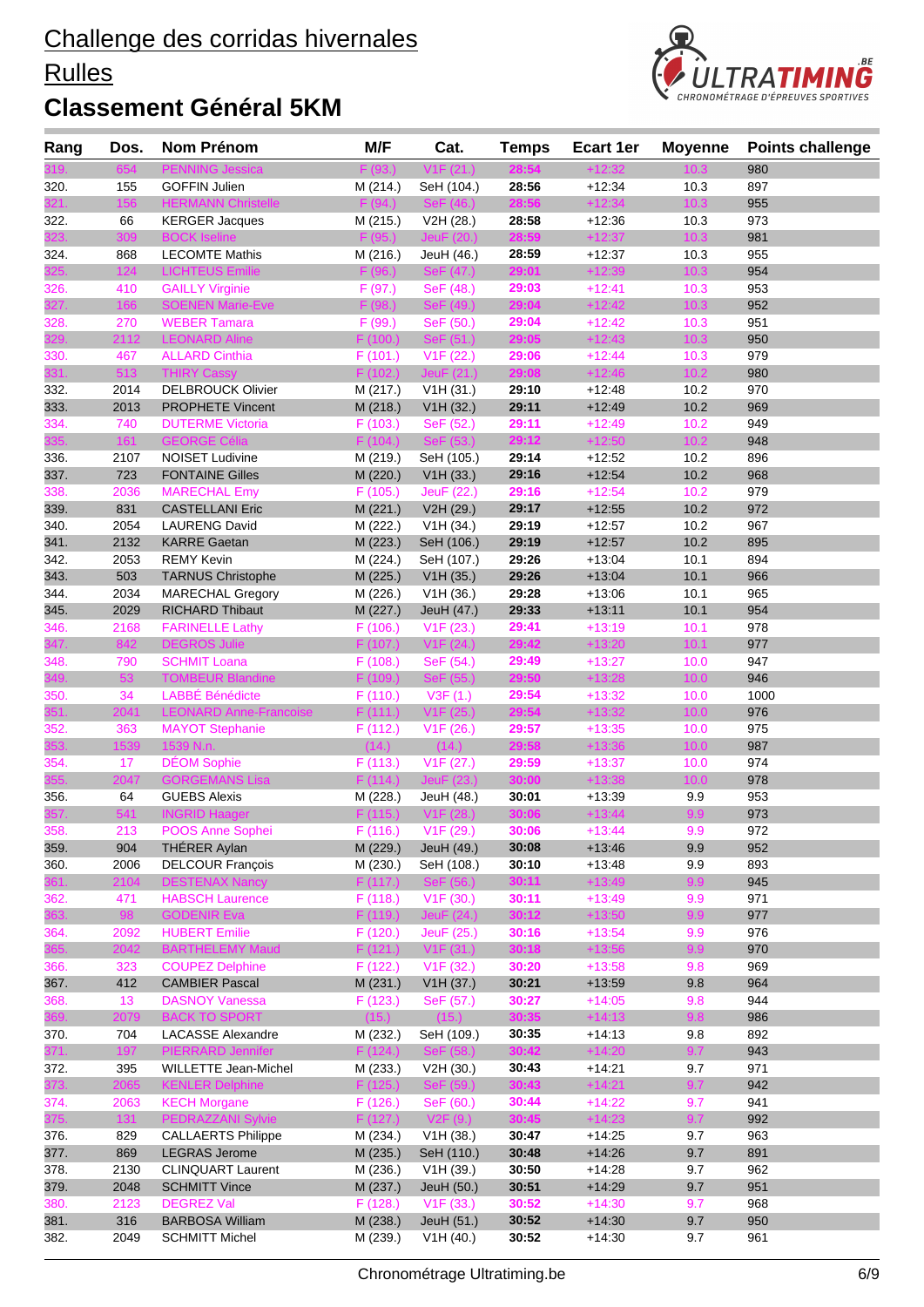# Challenge des corridas hivernales

## Rulles

## Classement Général 5KM

| Rang | Dos. | Nom Prénom | M/F | Cat. | Temps | Ecart 1er | Moyenne | Points challenge |
|---|---|---|---|---|---|---|---|---|
| 319. | 654 | PENNING Jessica | F (93.) | V1F (21.) | 28:54 | +12:32 | 10.3 | 980 |
| 320. | 155 | GOFFIN Julien | M (214.) | SeH (104.) | 28:56 | +12:34 | 10.3 | 897 |
| 321. | 156 | HERMANN Christelle | F (94.) | SeF (46.) | 28:56 | +12:34 | 10.3 | 955 |
| 322. | 66 | KERGER Jacques | M (215.) | V2H (28.) | 28:58 | +12:36 | 10.3 | 973 |
| 323. | 309 | BOCK Iseline | F (95.) | JeuF (20.) | 28:59 | +12:37 | 10.3 | 981 |
| 324. | 868 | LECOMTE Mathis | M (216.) | JeuH (46.) | 28:59 | +12:37 | 10.3 | 955 |
| 325. | 124 | LICHTEUS Emilie | F (96.) | SeF (47.) | 29:01 | +12:39 | 10.3 | 954 |
| 326. | 410 | GAILLY Virginie | F (97.) | SeF (48.) | 29:03 | +12:41 | 10.3 | 953 |
| 327. | 166 | SOENEN Marie-Eve | F (98.) | SeF (49.) | 29:04 | +12:42 | 10.3 | 952 |
| 328. | 270 | WEBER Tamara | F (99.) | SeF (50.) | 29:04 | +12:42 | 10.3 | 951 |
| 329. | 2112 | LEONARD Aline | F (100.) | SeF (51.) | 29:05 | +12:43 | 10.3 | 950 |
| 330. | 467 | ALLARD Cinthia | F (101.) | V1F (22.) | 29:06 | +12:44 | 10.3 | 979 |
| 331. | 513 | THIRY Cassy | F (102.) | JeuF (21.) | 29:08 | +12:46 | 10.2 | 980 |
| 332. | 2014 | DELBROUCK Olivier | M (217.) | V1H (31.) | 29:10 | +12:48 | 10.2 | 970 |
| 333. | 2013 | PROPHETE Vincent | M (218.) | V1H (32.) | 29:11 | +12:49 | 10.2 | 969 |
| 334. | 740 | DUTERME Victoria | F (103.) | SeF (52.) | 29:11 | +12:49 | 10.2 | 949 |
| 335. | 161 | GEORGE Célia | F (104.) | SeF (53.) | 29:12 | +12:50 | 10.2 | 948 |
| 336. | 2107 | NOISET Ludivine | M (219.) | SeH (105.) | 29:14 | +12:52 | 10.2 | 896 |
| 337. | 723 | FONTAINE Gilles | M (220.) | V1H (33.) | 29:16 | +12:54 | 10.2 | 968 |
| 338. | 2036 | MARECHAL Emy | F (105.) | JeuF (22.) | 29:16 | +12:54 | 10.2 | 979 |
| 339. | 831 | CASTELLANI Eric | M (221.) | V2H (29.) | 29:17 | +12:55 | 10.2 | 972 |
| 340. | 2054 | LAURENG David | M (222.) | V1H (34.) | 29:19 | +12:57 | 10.2 | 967 |
| 341. | 2132 | KARRE Gaetan | M (223.) | SeH (106.) | 29:19 | +12:57 | 10.2 | 895 |
| 342. | 2053 | REMY Kevin | M (224.) | SeH (107.) | 29:26 | +13:04 | 10.1 | 894 |
| 343. | 503 | TARNUS Christophe | M (225.) | V1H (35.) | 29:26 | +13:04 | 10.1 | 966 |
| 344. | 2034 | MARECHAL Gregory | M (226.) | V1H (36.) | 29:28 | +13:06 | 10.1 | 965 |
| 345. | 2029 | RICHARD Thibaut | M (227.) | JeuH (47.) | 29:33 | +13:11 | 10.1 | 954 |
| 346. | 2168 | FARINELLE Lathy | F (106.) | V1F (23.) | 29:41 | +13:19 | 10.1 | 978 |
| 347. | 842 | DEGROS Julie | F (107.) | V1F (24.) | 29:42 | +13:20 | 10.1 | 977 |
| 348. | 790 | SCHMIT Loana | F (108.) | SeF (54.) | 29:49 | +13:27 | 10.0 | 947 |
| 349. | 53 | TOMBEUR Blandine | F (109.) | SeF (55.) | 29:50 | +13:28 | 10.0 | 946 |
| 350. | 34 | LABBÉ Bénédicte | F (110.) | V3F (1.) | 29:54 | +13:32 | 10.0 | 1000 |
| 351. | 2041 | LEONARD Anne-Francoise | F (111.) | V1F (25.) | 29:54 | +13:32 | 10.0 | 976 |
| 352. | 363 | MAYOT Stephanie | F (112.) | V1F (26.) | 29:57 | +13:35 | 10.0 | 975 |
| 353. | 1539 | 1539 N.n. | (14.) | (14.) | 29:58 | +13:36 | 10.0 | 987 |
| 354. | 17 | DÉOM Sophie | F (113.) | V1F (27.) | 29:59 | +13:37 | 10.0 | 974 |
| 355. | 2047 | GORGEMANS Lisa | F (114.) | JeuF (23.) | 30:00 | +13:38 | 10.0 | 978 |
| 356. | 64 | GUEBS Alexis | M (228.) | JeuH (48.) | 30:01 | +13:39 | 9.9 | 953 |
| 357. | 541 | INGRID Haager | F (115.) | V1F (28.) | 30:06 | +13:44 | 9.9 | 973 |
| 358. | 213 | POOS Anne Sophei | F (116.) | V1F (29.) | 30:06 | +13:44 | 9.9 | 972 |
| 359. | 904 | THÉRER Aylan | M (229.) | JeuH (49.) | 30:08 | +13:46 | 9.9 | 952 |
| 360. | 2006 | DELCOUR François | M (230.) | SeH (108.) | 30:10 | +13:48 | 9.9 | 893 |
| 361. | 2104 | DESTENAX Nancy | F (117.) | SeF (56.) | 30:11 | +13:49 | 9.9 | 945 |
| 362. | 471 | HABSCH Laurence | F (118.) | V1F (30.) | 30:11 | +13:49 | 9.9 | 971 |
| 363. | 98 | GODENIR Eva | F (119.) | JeuF (24.) | 30:12 | +13:50 | 9.9 | 977 |
| 364. | 2092 | HUBERT Emilie | F (120.) | JeuF (25.) | 30:16 | +13:54 | 9.9 | 976 |
| 365. | 2042 | BARTHELEMY Maud | F (121.) | V1F (31.) | 30:18 | +13:56 | 9.9 | 970 |
| 366. | 323 | COUPEZ Delphine | F (122.) | V1F (32.) | 30:20 | +13:58 | 9.8 | 969 |
| 367. | 412 | CAMBIER Pascal | M (231.) | V1H (37.) | 30:21 | +13:59 | 9.8 | 964 |
| 368. | 13 | DASNOY Vanessa | F (123.) | SeF (57.) | 30:27 | +14:05 | 9.8 | 944 |
| 369. | 2079 | BACK TO SPORT | (15.) | (15.) | 30:35 | +14:13 | 9.8 | 986 |
| 370. | 704 | LACASSE Alexandre | M (232.) | SeH (109.) | 30:35 | +14:13 | 9.8 | 892 |
| 371. | 197 | PIERRARD Jennifer | F (124.) | SeF (58.) | 30:42 | +14:20 | 9.7 | 943 |
| 372. | 395 | WILLETTE Jean-Michel | M (233.) | V2H (30.) | 30:43 | +14:21 | 9.7 | 971 |
| 373. | 2065 | KENLER Delphine | F (125.) | SeF (59.) | 30:43 | +14:21 | 9.7 | 942 |
| 374. | 2063 | KECH Morgane | F (126.) | SeF (60.) | 30:44 | +14:22 | 9.7 | 941 |
| 375. | 131 | PEDRAZZANI Sylvie | F (127.) | V2F (9.) | 30:45 | +14:23 | 9.7 | 992 |
| 376. | 829 | CALLAERTS Philippe | M (234.) | V1H (38.) | 30:47 | +14:25 | 9.7 | 963 |
| 377. | 869 | LEGRAS Jerome | M (235.) | SeH (110.) | 30:48 | +14:26 | 9.7 | 891 |
| 378. | 2130 | CLINQUART Laurent | M (236.) | V1H (39.) | 30:50 | +14:28 | 9.7 | 962 |
| 379. | 2048 | SCHMITT Vince | M (237.) | JeuH (50.) | 30:51 | +14:29 | 9.7 | 951 |
| 380. | 2123 | DEGREZ Val | F (128.) | V1F (33.) | 30:52 | +14:30 | 9.7 | 968 |
| 381. | 316 | BARBOSA William | M (238.) | JeuH (51.) | 30:52 | +14:30 | 9.7 | 950 |
| 382. | 2049 | SCHMITT Michel | M (239.) | V1H (40.) | 30:52 | +14:30 | 9.7 | 961 |

Chronométrage Ultratiming.be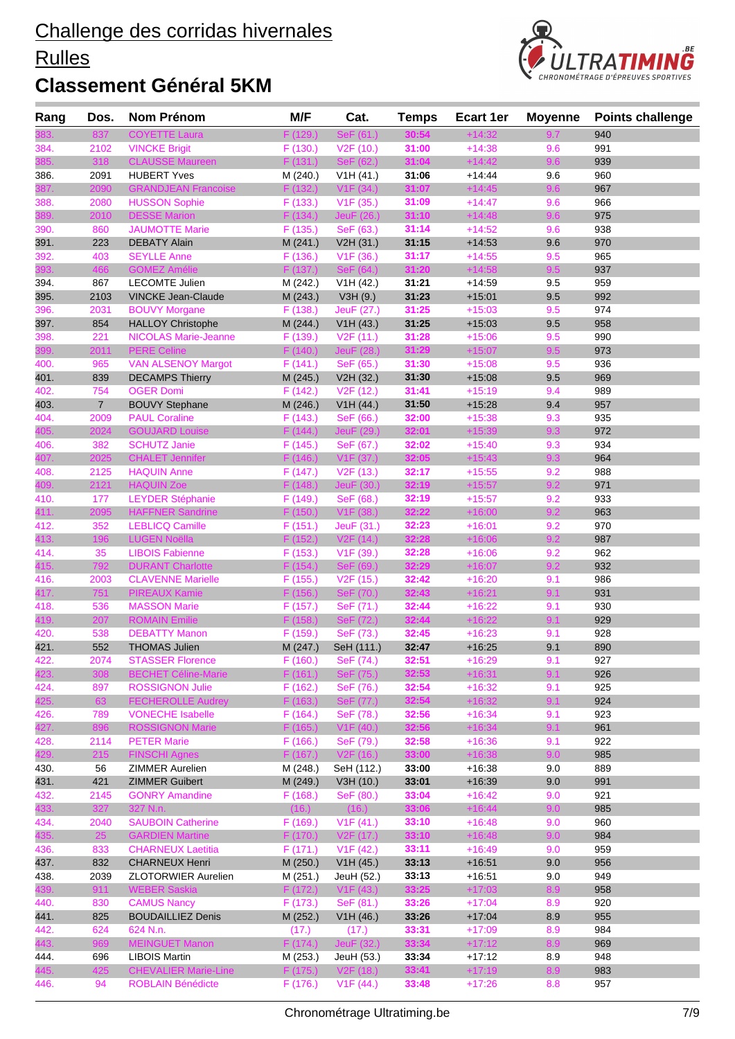# Challenge des corridas hivernales

## Rulles

## Classement Général 5KM

| Rang | Dos. | Nom Prénom | M/F | Cat. | Temps | Ecart 1er | Moyenne | Points challenge |
|---|---|---|---|---|---|---|---|---|
| 383. | 837 | COYETTE Laura | F (129.) | SeF (61.) | 30:54 | +14:32 | 9.7 | 940 |
| 384. | 2102 | VINCKE Brigit | F (130.) | V2F (10.) | 31:00 | +14:38 | 9.6 | 991 |
| 385. | 318 | CLAUSSE Maureen | F (131.) | SeF (62.) | 31:04 | +14:42 | 9.6 | 939 |
| 386. | 2091 | HUBERT Yves | M (240.) | V1H (41.) | 31:06 | +14:44 | 9.6 | 960 |
| 387. | 2090 | GRANDJEAN Francoise | F (132.) | V1F (34.) | 31:07 | +14:45 | 9.6 | 967 |
| 388. | 2080 | HUSSON Sophie | F (133.) | V1F (35.) | 31:09 | +14:47 | 9.6 | 966 |
| 389. | 2010 | DESSE Marion | F (134.) | JeuF (26.) | 31:10 | +14:48 | 9.6 | 975 |
| 390. | 860 | JAUMOTTE Marie | F (135.) | SeF (63.) | 31:14 | +14:52 | 9.6 | 938 |
| 391. | 223 | DEBATY Alain | M (241.) | V2H (31.) | 31:15 | +14:53 | 9.6 | 970 |
| 392. | 403 | SEYLLE Anne | F (136.) | V1F (36.) | 31:17 | +14:55 | 9.5 | 965 |
| 393. | 466 | GOMEZ Amélie | F (137.) | SeF (64.) | 31:20 | +14:58 | 9.5 | 937 |
| 394. | 867 | LECOMTE Julien | M (242.) | V1H (42.) | 31:21 | +14:59 | 9.5 | 959 |
| 395. | 2103 | VINCKE Jean-Claude | M (243.) | V3H (9.) | 31:23 | +15:01 | 9.5 | 992 |
| 396. | 2031 | BOUVY Morgane | F (138.) | JeuF (27.) | 31:25 | +15:03 | 9.5 | 974 |
| 397. | 854 | HALLOY Christophe | M (244.) | V1H (43.) | 31:25 | +15:03 | 9.5 | 958 |
| 398. | 221 | NICOLAS Marie-Jeanne | F (139.) | V2F (11.) | 31:28 | +15:06 | 9.5 | 990 |
| 399. | 2011 | PERE Celine | F (140.) | JeuF (28.) | 31:29 | +15:07 | 9.5 | 973 |
| 400. | 965 | VAN ALSENOY Margot | F (141.) | SeF (65.) | 31:30 | +15:08 | 9.5 | 936 |
| 401. | 839 | DECAMPS Thierry | M (245.) | V2H (32.) | 31:30 | +15:08 | 9.5 | 969 |
| 402. | 754 | OGER Domi | F (142.) | V2F (12.) | 31:41 | +15:19 | 9.4 | 989 |
| 403. | 7 | BOUVY Stephane | M (246.) | V1H (44.) | 31:50 | +15:28 | 9.4 | 957 |
| 404. | 2009 | PAUL Coraline | F (143.) | SeF (66.) | 32:00 | +15:38 | 9.3 | 935 |
| 405. | 2024 | GOUJARD Louise | F (144.) | JeuF (29.) | 32:01 | +15:39 | 9.3 | 972 |
| 406. | 382 | SCHUTZ Janie | F (145.) | SeF (67.) | 32:02 | +15:40 | 9.3 | 934 |
| 407. | 2025 | CHALET Jennifer | F (146.) | V1F (37.) | 32:05 | +15:43 | 9.3 | 964 |
| 408. | 2125 | HAQUIN Anne | F (147.) | V2F (13.) | 32:17 | +15:55 | 9.2 | 988 |
| 409. | 2121 | HAQUIN Zoe | F (148.) | JeuF (30.) | 32:19 | +15:57 | 9.2 | 971 |
| 410. | 177 | LEYDER Stéphanie | F (149.) | SeF (68.) | 32:19 | +15:57 | 9.2 | 933 |
| 411. | 2095 | HAFFNER Sandrine | F (150.) | V1F (38.) | 32:22 | +16:00 | 9.2 | 963 |
| 412. | 352 | LEBLICQ Camille | F (151.) | JeuF (31.) | 32:23 | +16:01 | 9.2 | 970 |
| 413. | 196 | LUGEN Noëlla | F (152.) | V2F (14.) | 32:28 | +16:06 | 9.2 | 987 |
| 414. | 35 | LIBOIS Fabienne | F (153.) | V1F (39.) | 32:28 | +16:06 | 9.2 | 962 |
| 415. | 792 | DURANT Charlotte | F (154.) | SeF (69.) | 32:29 | +16:07 | 9.2 | 932 |
| 416. | 2003 | CLAVENNE Marielle | F (155.) | V2F (15.) | 32:42 | +16:20 | 9.1 | 986 |
| 417. | 751 | PIREAUX Kamie | F (156.) | SeF (70.) | 32:43 | +16:21 | 9.1 | 931 |
| 418. | 536 | MASSON Marie | F (157.) | SeF (71.) | 32:44 | +16:22 | 9.1 | 930 |
| 419. | 207 | ROMAIN Emilie | F (158.) | SeF (72.) | 32:44 | +16:22 | 9.1 | 929 |
| 420. | 538 | DEBATTY Manon | F (159.) | SeF (73.) | 32:45 | +16:23 | 9.1 | 928 |
| 421. | 552 | THOMAS Julien | M (247.) | SeH (111.) | 32:47 | +16:25 | 9.1 | 890 |
| 422. | 2074 | STASSER Florence | F (160.) | SeF (74.) | 32:51 | +16:29 | 9.1 | 927 |
| 423. | 308 | BECHET Céline-Marie | F (161.) | SeF (75.) | 32:53 | +16:31 | 9.1 | 926 |
| 424. | 897 | ROSSIGNON Julie | F (162.) | SeF (76.) | 32:54 | +16:32 | 9.1 | 925 |
| 425. | 63 | FECHEROLLE Audrey | F (163.) | SeF (77.) | 32:54 | +16:32 | 9.1 | 924 |
| 426. | 789 | VONECHE Isabelle | F (164.) | SeF (78.) | 32:56 | +16:34 | 9.1 | 923 |
| 427. | 896 | ROSSIGNON Marie | F (165.) | V1F (40.) | 32:56 | +16:34 | 9.1 | 961 |
| 428. | 2114 | PETER Marie | F (166.) | SeF (79.) | 32:58 | +16:36 | 9.1 | 922 |
| 429. | 215 | FINSCHI Agnes | F (167.) | V2F (16.) | 33:00 | +16:38 | 9.0 | 985 |
| 430. | 56 | ZIMMER Aurelien | M (248.) | SeH (112.) | 33:00 | +16:38 | 9.0 | 889 |
| 431. | 421 | ZIMMER Guibert | M (249.) | V3H (10.) | 33:01 | +16:39 | 9.0 | 991 |
| 432. | 2145 | GONRY Amandine | F (168.) | SeF (80.) | 33:04 | +16:42 | 9.0 | 921 |
| 433. | 327 | 327 N.n. | (16.) | (16.) | 33:06 | +16:44 | 9.0 | 985 |
| 434. | 2040 | SAUBOIN Catherine | F (169.) | V1F (41.) | 33:10 | +16:48 | 9.0 | 960 |
| 435. | 25 | GARDIEN Martine | F (170.) | V2F (17.) | 33:10 | +16:48 | 9.0 | 984 |
| 436. | 833 | CHARNEUX Laetitia | F (171.) | V1F (42.) | 33:11 | +16:49 | 9.0 | 959 |
| 437. | 832 | CHARNEUX Henri | M (250.) | V1H (45.) | 33:13 | +16:51 | 9.0 | 956 |
| 438. | 2039 | ZLOTORWIER Aurelien | M (251.) | JeuH (52.) | 33:13 | +16:51 | 9.0 | 949 |
| 439. | 911 | WEBER Saskia | F (172.) | V1F (43.) | 33:25 | +17:03 | 8.9 | 958 |
| 440. | 830 | CAMUS Nancy | F (173.) | SeF (81.) | 33:26 | +17:04 | 8.9 | 920 |
| 441. | 825 | BOUDAILLIEZ Denis | M (252.) | V1H (46.) | 33:26 | +17:04 | 8.9 | 955 |
| 442. | 624 | 624 N.n. | (17.) | (17.) | 33:31 | +17:09 | 8.9 | 984 |
| 443. | 969 | MEINGUET Manon | F (174.) | JeuF (32.) | 33:34 | +17:12 | 8.9 | 969 |
| 444. | 696 | LIBOIS Martin | M (253.) | JeuH (53.) | 33:34 | +17:12 | 8.9 | 948 |
| 445. | 425 | CHEVALIER Marie-Line | F (175.) | V2F (18.) | 33:41 | +17:19 | 8.9 | 983 |
| 446. | 94 | ROBLAIN Bénédicte | F (176.) | V1F (44.) | 33:48 | +17:26 | 8.8 | 957 |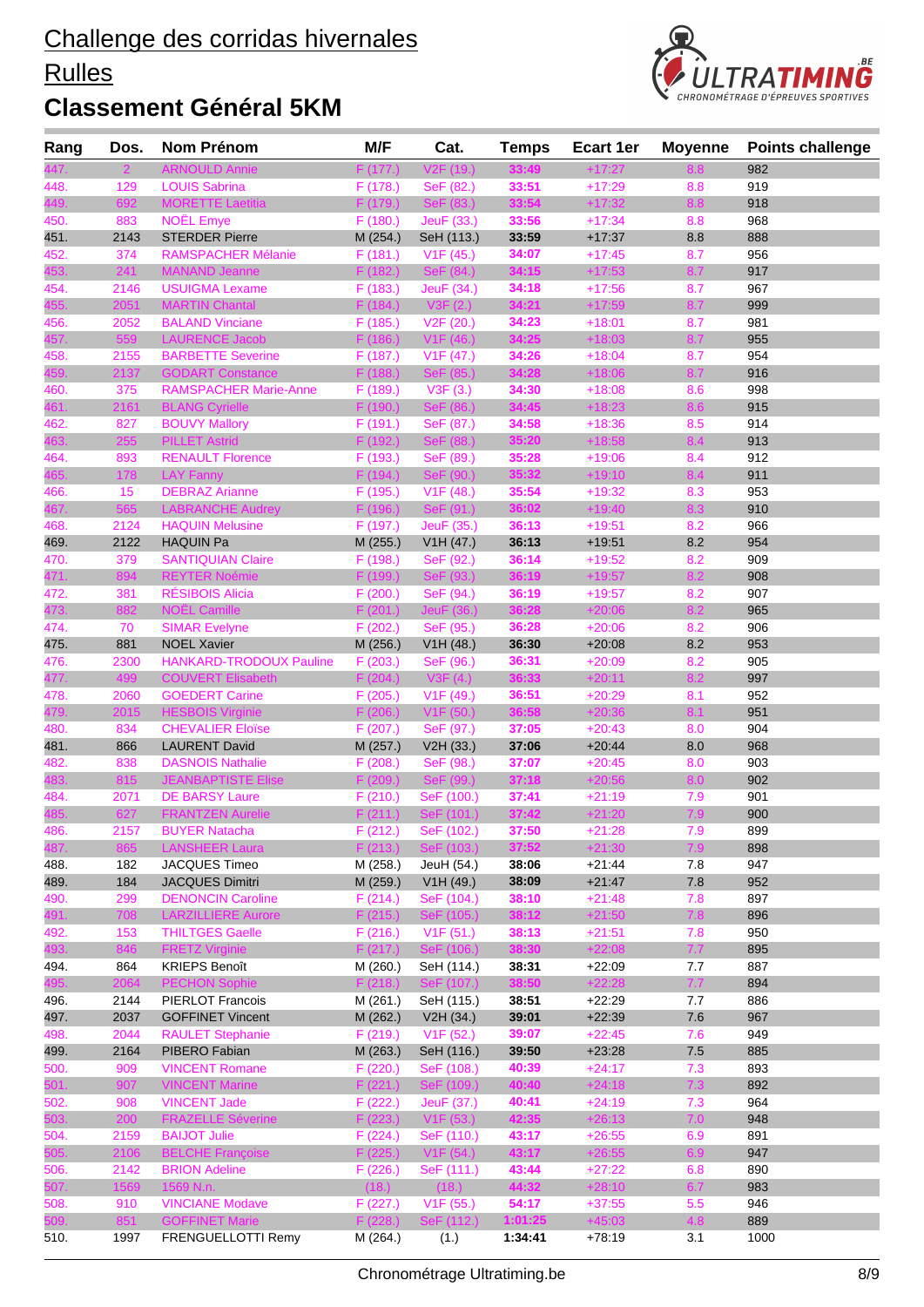# Challenge des corridas hivernales

## Rulles

## Classement Général 5KM

| Rang | Dos. | Nom Prénom | M/F | Cat. | Temps | Ecart 1er | Moyenne | Points challenge |
|---|---|---|---|---|---|---|---|---|
| 447. | 2 | ARNOULD Annie | F (177.) | V2F (19.) | 33:49 | +17:27 | 8.8 | 982 |
| 448. | 129 | LOUIS Sabrina | F (178.) | SeF (82.) | 33:51 | +17:29 | 8.8 | 919 |
| 449. | 692 | MORETTE Laetitia | F (179.) | SeF (83.) | 33:54 | +17:32 | 8.8 | 918 |
| 450. | 883 | NOËL Emye | F (180.) | JeuF (33.) | 33:56 | +17:34 | 8.8 | 968 |
| 451. | 2143 | STERDER Pierre | M (254.) | SeH (113.) | 33:59 | +17:37 | 8.8 | 888 |
| 452. | 374 | RAMSPACHER Mélanie | F (181.) | V1F (45.) | 34:07 | +17:45 | 8.7 | 956 |
| 453. | 241 | MANAND Jeanne | F (182.) | SeF (84.) | 34:15 | +17:53 | 8.7 | 917 |
| 454. | 2146 | USUIGMA Lexame | F (183.) | JeuF (34.) | 34:18 | +17:56 | 8.7 | 967 |
| 455. | 2051 | MARTIN Chantal | F (184.) | V3F (2.) | 34:21 | +17:59 | 8.7 | 999 |
| 456. | 2052 | BALAND Vinciane | F (185.) | V2F (20.) | 34:23 | +18:01 | 8.7 | 981 |
| 457. | 559 | LAURENCE Jacob | F (186.) | V1F (46.) | 34:25 | +18:03 | 8.7 | 955 |
| 458. | 2155 | BARBETTE Severine | F (187.) | V1F (47.) | 34:26 | +18:04 | 8.7 | 954 |
| 459. | 2137 | GODART Constance | F (188.) | SeF (85.) | 34:28 | +18:06 | 8.7 | 916 |
| 460. | 375 | RAMSPACHER Marie-Anne | F (189.) | V3F (3.) | 34:30 | +18:08 | 8.6 | 998 |
| 461. | 2161 | BLANG Cyrielle | F (190.) | SeF (86.) | 34:45 | +18:23 | 8.6 | 915 |
| 462. | 827 | BOUVY Mallory | F (191.) | SeF (87.) | 34:58 | +18:36 | 8.5 | 914 |
| 463. | 255 | PILLET Astrid | F (192.) | SeF (88.) | 35:20 | +18:58 | 8.4 | 913 |
| 464. | 893 | RENAULT Florence | F (193.) | SeF (89.) | 35:28 | +19:06 | 8.4 | 912 |
| 465. | 178 | LAY Fanny | F (194.) | SeF (90.) | 35:32 | +19:10 | 8.4 | 911 |
| 466. | 15 | DEBRAZ Arianne | F (195.) | V1F (48.) | 35:54 | +19:32 | 8.3 | 953 |
| 467. | 565 | LABRANCHE Audrey | F (196.) | SeF (91.) | 36:02 | +19:40 | 8.3 | 910 |
| 468. | 2124 | HAQUIN Melusine | F (197.) | JeuF (35.) | 36:13 | +19:51 | 8.2 | 966 |
| 469. | 2122 | HAQUIN Pa | M (255.) | V1H (47.) | 36:13 | +19:51 | 8.2 | 954 |
| 470. | 379 | SANTIQUIAN Claire | F (198.) | SeF (92.) | 36:14 | +19:52 | 8.2 | 909 |
| 471. | 894 | REYTER Noémie | F (199.) | SeF (93.) | 36:19 | +19:57 | 8.2 | 908 |
| 472. | 381 | RÉSIBOIS Alicia | F (200.) | SeF (94.) | 36:19 | +19:57 | 8.2 | 907 |
| 473. | 882 | NOËL Camille | F (201.) | JeuF (36.) | 36:28 | +20:06 | 8.2 | 965 |
| 474. | 70 | SIMAR Evelyne | F (202.) | SeF (95.) | 36:28 | +20:06 | 8.2 | 906 |
| 475. | 881 | NOEL Xavier | M (256.) | V1H (48.) | 36:30 | +20:08 | 8.2 | 953 |
| 476. | 2300 | HANKARD-TRODOUX Pauline | F (203.) | SeF (96.) | 36:31 | +20:09 | 8.2 | 905 |
| 477. | 499 | COUVERT Elisabeth | F (204.) | V3F (4.) | 36:33 | +20:11 | 8.2 | 997 |
| 478. | 2060 | GOEDERT Carine | F (205.) | V1F (49.) | 36:51 | +20:29 | 8.1 | 952 |
| 479. | 2015 | HESBOIS Virginie | F (206.) | V1F (50.) | 36:58 | +20:36 | 8.1 | 951 |
| 480. | 834 | CHEVALIER Eloïse | F (207.) | SeF (97.) | 37:05 | +20:43 | 8.0 | 904 |
| 481. | 866 | LAURENT David | M (257.) | V2H (33.) | 37:06 | +20:44 | 8.0 | 968 |
| 482. | 838 | DASNOIS Nathalie | F (208.) | SeF (98.) | 37:07 | +20:45 | 8.0 | 903 |
| 483. | 815 | JEANBAPTISTE Elise | F (209.) | SeF (99.) | 37:18 | +20:56 | 8.0 | 902 |
| 484. | 2071 | DE BARSY Laure | F (210.) | SeF (100.) | 37:41 | +21:19 | 7.9 | 901 |
| 485. | 627 | FRANTZEN Aurelie | F (211.) | SeF (101.) | 37:42 | +21:20 | 7.9 | 900 |
| 486. | 2157 | BUYER Natacha | F (212.) | SeF (102.) | 37:50 | +21:28 | 7.9 | 899 |
| 487. | 865 | LANSHEER Laura | F (213.) | SeF (103.) | 37:52 | +21:30 | 7.9 | 898 |
| 488. | 182 | JACQUES Timeo | M (258.) | JeuH (54.) | 38:06 | +21:44 | 7.8 | 947 |
| 489. | 184 | JACQUES Dimitri | M (259.) | V1H (49.) | 38:09 | +21:47 | 7.8 | 952 |
| 490. | 299 | DENONCIN Caroline | F (214.) | SeF (104.) | 38:10 | +21:48 | 7.8 | 897 |
| 491. | 708 | LARZILLIERE Aurore | F (215.) | SeF (105.) | 38:12 | +21:50 | 7.8 | 896 |
| 492. | 153 | THILTGES Gaelle | F (216.) | V1F (51.) | 38:13 | +21:51 | 7.8 | 950 |
| 493. | 846 | FRETZ Virginie | F (217.) | SeF (106.) | 38:30 | +22:08 | 7.7 | 895 |
| 494. | 864 | KRIEPS Benoît | M (260.) | SeH (114.) | 38:31 | +22:09 | 7.7 | 887 |
| 495. | 2064 | PECHON Sophie | F (218.) | SeF (107.) | 38:50 | +22:28 | 7.7 | 894 |
| 496. | 2144 | PIERLOT Francois | M (261.) | SeH (115.) | 38:51 | +22:29 | 7.7 | 886 |
| 497. | 2037 | GOFFINET Vincent | M (262.) | V2H (34.) | 39:01 | +22:39 | 7.6 | 967 |
| 498. | 2044 | RAULET Stephanie | F (219.) | V1F (52.) | 39:07 | +22:45 | 7.6 | 949 |
| 499. | 2164 | PIBERO Fabian | M (263.) | SeH (116.) | 39:50 | +23:28 | 7.5 | 885 |
| 500. | 909 | VINCENT Romane | F (220.) | SeF (108.) | 40:39 | +24:17 | 7.3 | 893 |
| 501. | 907 | VINCENT Marine | F (221.) | SeF (109.) | 40:40 | +24:18 | 7.3 | 892 |
| 502. | 908 | VINCENT Jade | F (222.) | JeuF (37.) | 40:41 | +24:19 | 7.3 | 964 |
| 503. | 200 | FRAZELLE Séverine | F (223.) | V1F (53.) | 42:35 | +26:13 | 7.0 | 948 |
| 504. | 2159 | BAIJOT Julie | F (224.) | SeF (110.) | 43:17 | +26:55 | 6.9 | 891 |
| 505. | 2106 | BELCHE Françoise | F (225.) | V1F (54.) | 43:17 | +26:55 | 6.9 | 947 |
| 506. | 2142 | BRION Adeline | F (226.) | SeF (111.) | 43:44 | +27:22 | 6.8 | 890 |
| 507. | 1569 | 1569 N.n. | (18.) | (18.) | 44:32 | +28:10 | 6.7 | 983 |
| 508. | 910 | VINCIANE Modave | F (227.) | V1F (55.) | 54:17 | +37:55 | 5.5 | 946 |
| 509. | 851 | GOFFINET Marie | F (228.) | SeF (112.) | 1:01:25 | +45:03 | 4.8 | 889 |
| 510. | 1997 | FRENGUELLOTTI Remy | M (264.) | (1.) | 1:34:41 | +78:19 | 3.1 | 1000 |

Chronométrage Ultratiming.be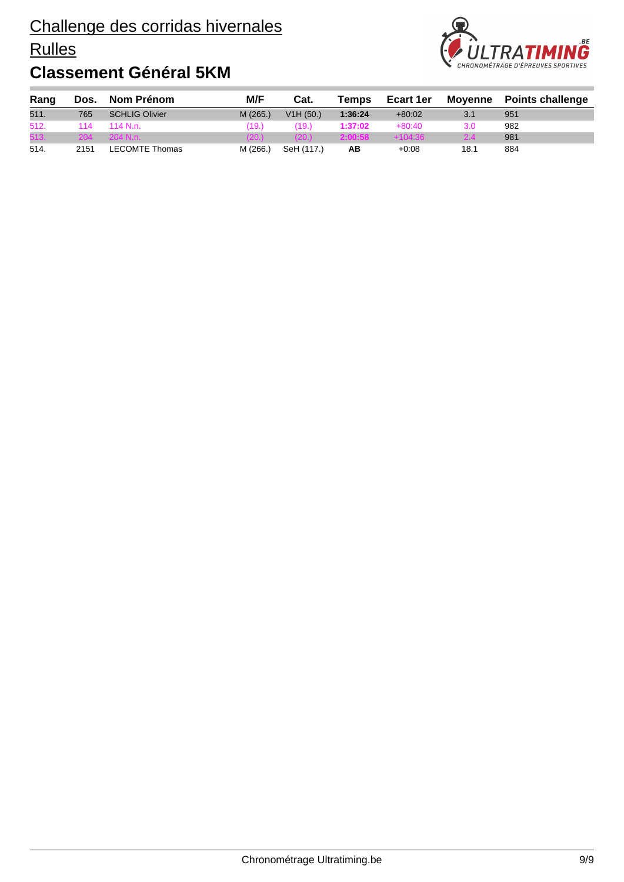Challenge des corridas hivernales

Rulles

# Classement Général 5KM

| Rang | Dos. | Nom Prénom | M/F | Cat. | Temps | Ecart 1er | Moyenne | Points challenge |
|---|---|---|---|---|---|---|---|---|
| 511. | 765 | SCHLIG Olivier | M (265.) | V1H (50.) | **1:36:24** | +80:02 | 3.1 | 951 |
| 512. | 114 | 114 N.n. | (19.) | (19.) | **1:37:02** | +80:40 | 3.0 | 982 |
| 513. | 204 | 204 N.n. | (20.) | (20.) | **2:00:58** | +104:36 | 2.4 | 981 |
| 514. | 2151 | LECOMTE Thomas | M (266.) | SeH (117.) | **AB** | +0:08 | 18.1 | 884 |

Chronométrage Ultratiming.be